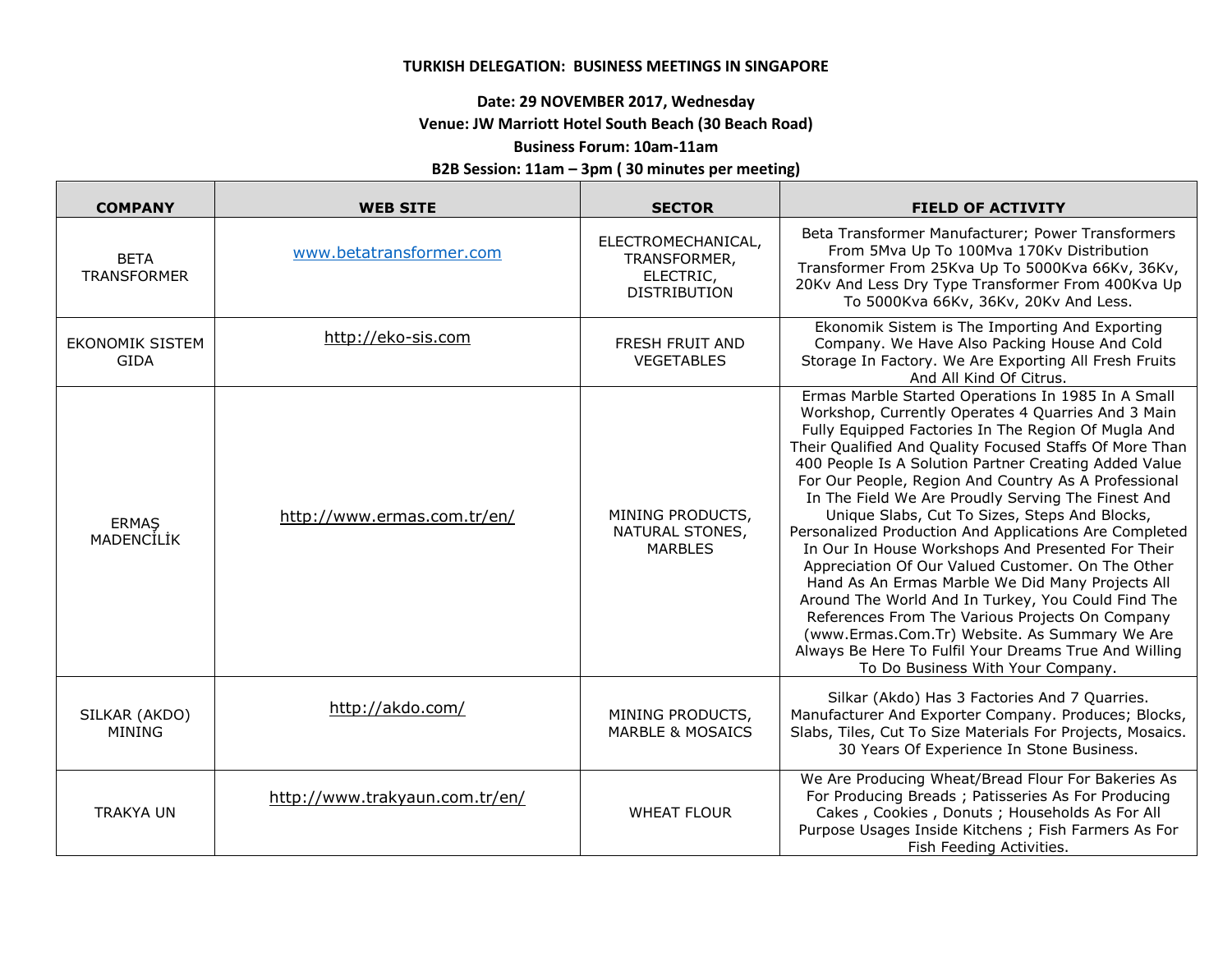**TURKISH DELEGATION: BUSINESS MEETINGS IN SINGAPORE**

**Date: 29 NOVEMBER 2017, Wednesday**

**Venue: JW Marriott Hotel South Beach (30 Beach Road)**

**Business Forum: 10am-11am**

**B2B Session: 11am – 3pm ( 30 minutes per meeting)**

| COMPANY | WEB SITE | SECTOR | FIELD OF ACTIVITY |
|---|---|---|---|
| BETA TRANSFORMER | www.betatransformer.com | ELECTROMECHANICAL, TRANSFORMER, ELECTRIC, DISTRIBUTION | Beta Transformer Manufacturer; Power Transformers From 5Mva Up To 100Mva 170Kv Distribution Transformer From 25Kva Up To 5000Kva 66Kv, 36Kv, 20Kv And Less Dry Type Transformer From 400Kva Up To 5000Kva 66Kv, 36Kv, 20Kv And Less. |
| EKONOMIK SISTEM GIDA | http://eko-sis.com | FRESH FRUIT AND VEGETABLES | Ekonomik Sistem is The Importing And Exporting Company. We Have Also Packing House And Cold Storage In Factory. We Are Exporting All Fresh Fruits And All Kind Of Citrus. |
| ERMAŞ MADENCİLİK | http://www.ermas.com.tr/en/ | MINING PRODUCTS, NATURAL STONES, MARBLES | Ermas Marble Started Operations In 1985 In A Small Workshop, Currently Operates 4 Quarries And 3 Main Fully Equipped Factories In The Region Of Mugla And Their Qualified And Quality Focused Staffs Of More Than 400 People Is A Solution Partner Creating Added Value For Our People, Region And Country As A Professional In The Field We Are Proudly Serving The Finest And Unique Slabs, Cut To Sizes, Steps And Blocks, Personalized Production And Applications Are Completed In Our In House Workshops And Presented For Their Appreciation Of Our Valued Customer. On The Other Hand As An Ermas Marble We Did Many Projects All Around The World And In Turkey, You Could Find The References From The Various Projects On Company (www.Ermas.Com.Tr) Website. As Summary We Are Always Be Here To Fulfil Your Dreams True And Willing To Do Business With Your Company. |
| SILKAR (AKDO) MINING | http://akdo.com/ | MINING PRODUCTS, MARBLE & MOSAICS | Silkar (Akdo) Has 3 Factories And 7 Quarries. Manufacturer And Exporter Company. Produces; Blocks, Slabs, Tiles, Cut To Size Materials For Projects, Mosaics. 30 Years Of Experience In Stone Business. |
| TRAKYA UN | http://www.trakyaun.com.tr/en/ | WHEAT FLOUR | We Are Producing Wheat/Bread Flour For Bakeries As For Producing Breads ; Patisseries As For Producing Cakes , Cookies , Donuts ; Households As For All Purpose Usages Inside Kitchens ; Fish Farmers As For Fish Feeding Activities. |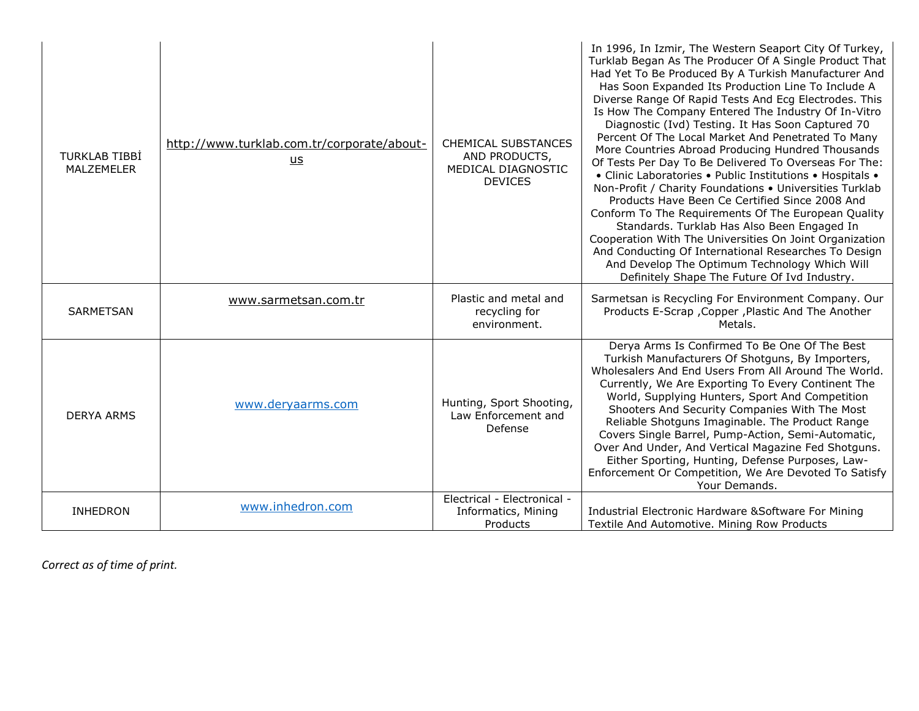| | | | |
|---|---|---|---|
| TURKLAB TIBBİ MALZEMELER | http://www.turklab.com.tr/corporate/about-us | CHEMICAL SUBSTANCES AND PRODUCTS, MEDICAL DIAGNOSTIC DEVICES | In 1996, In Izmir, The Western Seaport City Of Turkey, Turklab Began As The Producer Of A Single Product That Had Yet To Be Produced By A Turkish Manufacturer And Has Soon Expanded Its Production Line To Include A Diverse Range Of Rapid Tests And Ecg Electrodes. This Is How The Company Entered The Industry Of In-Vitro Diagnostic (Ivd) Testing. It Has Soon Captured 70 Percent Of The Local Market And Penetrated To Many More Countries Abroad Producing Hundred Thousands Of Tests Per Day To Be Delivered To Overseas For The: • Clinic Laboratories • Public Institutions • Hospitals • Non-Profit / Charity Foundations • Universities Turklab Products Have Been Ce Certified Since 2008 And Conform To The Requirements Of The European Quality Standards. Turklab Has Also Been Engaged In Cooperation With The Universities On Joint Organization And Conducting Of International Researches To Design And Develop The Optimum Technology Which Will Definitely Shape The Future Of Ivd Industry. |
| SARMETSAN | www.sarmetsan.com.tr | Plastic and metal and recycling for environment. | Sarmetsan is Recycling For Environment Company. Our Products E-Scrap ,Copper ,Plastic And The Another Metals. |
| DERYA ARMS | www.deryaarms.com | Hunting, Sport Shooting, Law Enforcement and Defense | Derya Arms Is Confirmed To Be One Of The Best Turkish Manufacturers Of Shotguns, By Importers, Wholesalers And End Users From All Around The World. Currently, We Are Exporting To Every Continent The World, Supplying Hunters, Sport And Competition Shooters And Security Companies With The Most Reliable Shotguns Imaginable. The Product Range Covers Single Barrel, Pump-Action, Semi-Automatic, Over And Under, And Vertical Magazine Fed Shotguns. Either Sporting, Hunting, Defense Purposes, Law-Enforcement Or Competition, We Are Devoted To Satisfy Your Demands. |
| INHEDRON | www.inhedron.com | Electrical - Electronical - Informatics, Mining Products | Industrial Electronic Hardware &Software For Mining Textile And Automotive. Mining Row Products |

*Correct as of time of print.*